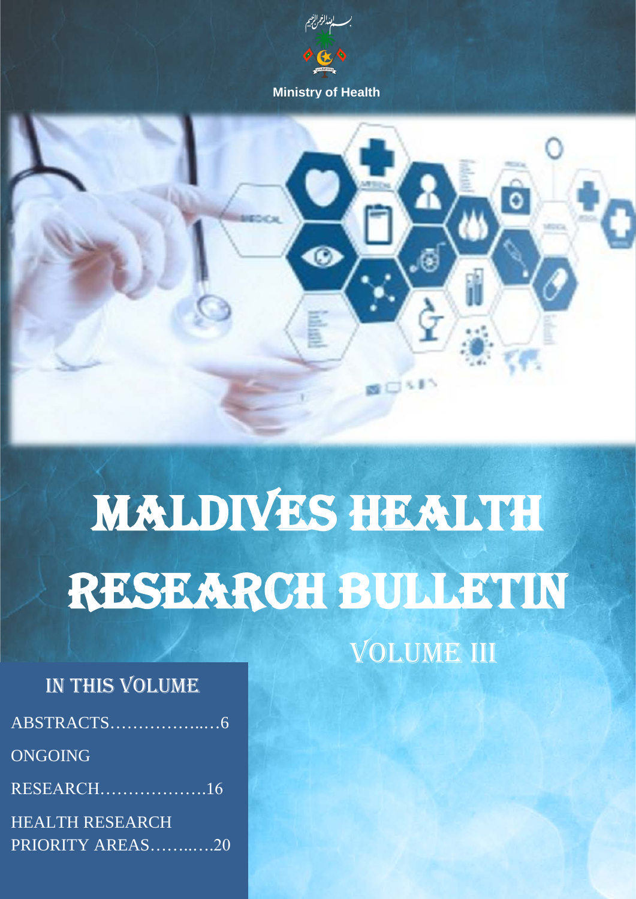Ministry of Health

# MALDIVES HEALTH RESEARCH BULLETIN

## VOLUME III

### IN THIS VOLUME

ABSTRACTS…………….…6

ONGOING RESEARCH……………….16

HEALTH RESEARCH PRIORITY AREAS……..….20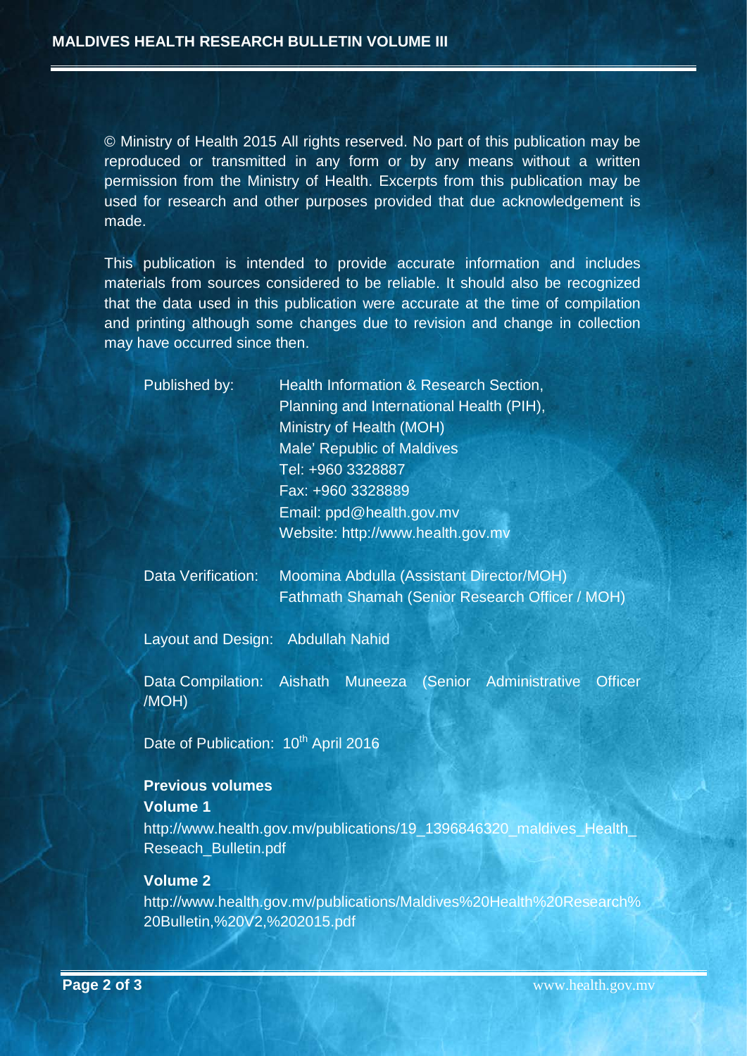© Ministry of Health 2015 All rights reserved. No part of this publication may be reproduced or transmitted in any form or by any means without a written permission from the Ministry of Health. Excerpts from this publication may be used for research and other purposes provided that due acknowledgement is made.

This publication is intended to provide accurate information and includes materials from sources considered to be reliable. It should also be recognized that the data used in this publication were accurate at the time of compilation and printing although some changes due to revision and change in collection may have occurred since then.

Published by: Health Information & Research Section,
Planning and International Health (PIH),
Ministry of Health (MOH)
Male' Republic of Maldives
Tel: +960 3328887
Fax: +960 3328889
Email: ppd@health.gov.mv
Website: http://www.health.gov.mv

Data Verification: Moomina Abdulla (Assistant Director/MOH)
Fathmath Shamah (Senior Research Officer / MOH)

Layout and Design: Abdullah Nahid

Data Compilation: Aishath Muneeza (Senior Administrative Officer /MOH)

Date of Publication: 10th April 2016

**Previous volumes**

**Volume 1**

http://www.health.gov.mv/publications/19_1396846320_maldives_Health_Reseach_Bulletin.pdf

**Volume 2**

http://www.health.gov.mv/publications/Maldives%20Health%20Research%20Bulletin,%20V2,%202015.pdf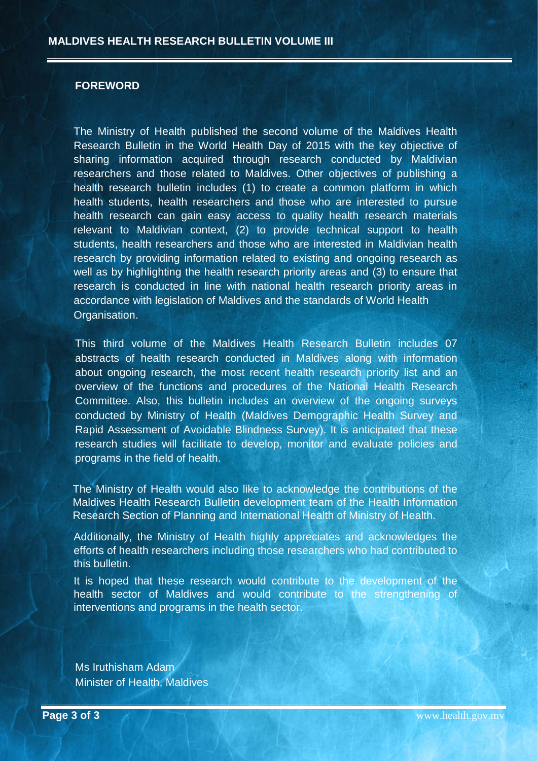## FOREWORD

The Ministry of Health published the second volume of the Maldives Health Research Bulletin in the World Health Day of 2015 with the key objective of sharing information acquired through research conducted by Maldivian researchers and those related to Maldives. Other objectives of publishing a health research bulletin includes (1) to create a common platform in which health students, health researchers and those who are interested to pursue health research can gain easy access to quality health research materials relevant to Maldivian context, (2) to provide technical support to health students, health researchers and those who are interested in Maldivian health research by providing information related to existing and ongoing research as well as by highlighting the health research priority areas and (3) to ensure that research is conducted in line with national health research priority areas in accordance with legislation of Maldives and the standards of World Health Organisation.

This third volume of the Maldives Health Research Bulletin includes 07 abstracts of health research conducted in Maldives along with information about ongoing research, the most recent health research priority list and an overview of the functions and procedures of the National Health Research Committee. Also, this bulletin includes an overview of the ongoing surveys conducted by Ministry of Health (Maldives Demographic Health Survey and Rapid Assessment of Avoidable Blindness Survey). It is anticipated that these research studies will facilitate to develop, monitor and evaluate policies and programs in the field of health.

The Ministry of Health would also like to acknowledge the contributions of the Maldives Health Research Bulletin development team of the Health Information Research Section of Planning and International Health of Ministry of Health.

Additionally, the Ministry of Health highly appreciates and acknowledges the efforts of health researchers including those researchers who had contributed to this bulletin.

It is hoped that these research would contribute to the development of the health sector of Maldives and would contribute to the strengthening of interventions and programs in the health sector.

Ms Iruthisham Adam
Minister of Health, Maldives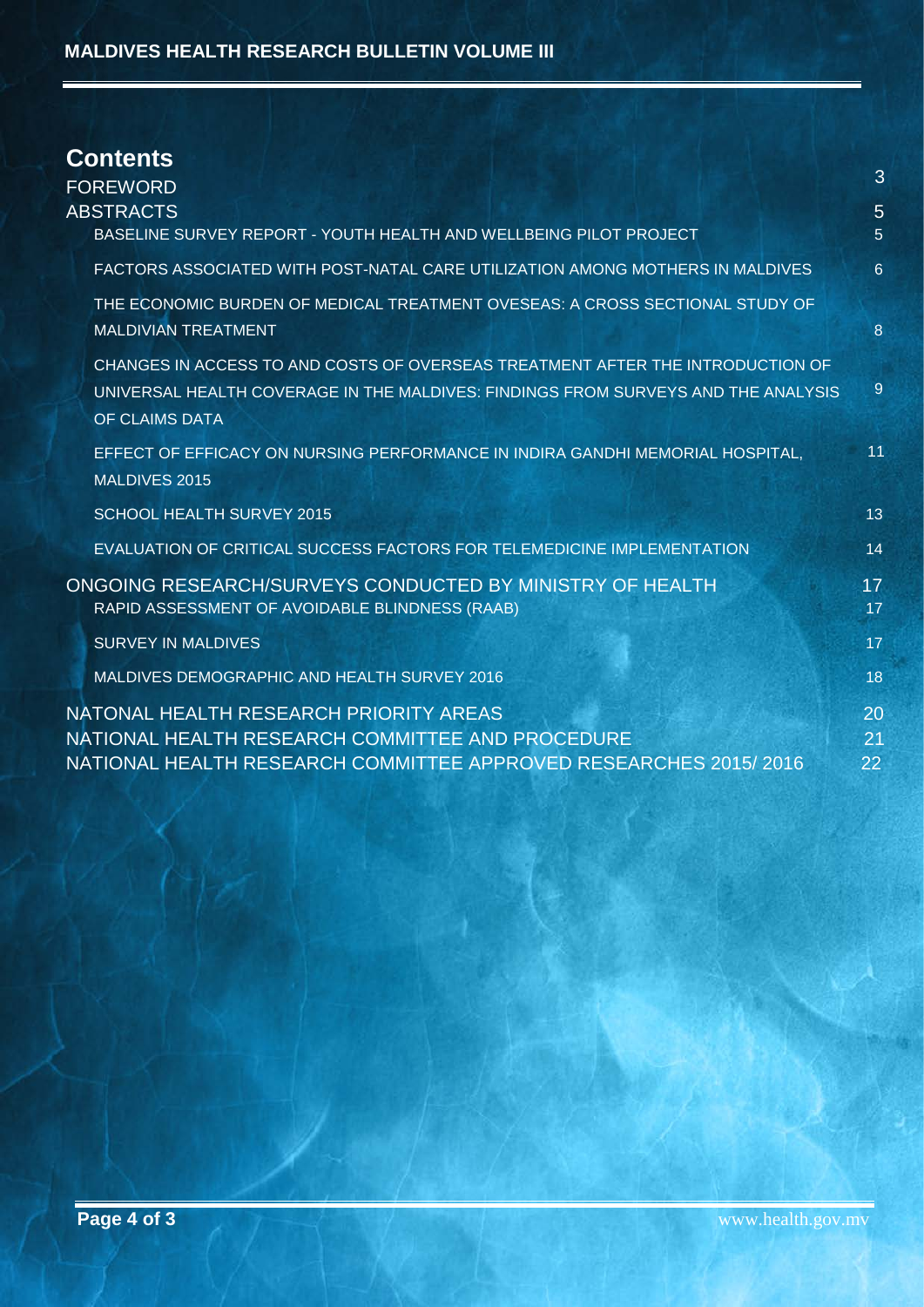## Contents

| | |
|---|---|
| FOREWORD | 3 |
| ABSTRACTS | 5 |
| BASELINE SURVEY REPORT - YOUTH HEALTH AND WELLBEING PILOT PROJECT | 5 |
| FACTORS ASSOCIATED WITH POST-NATAL CARE UTILIZATION AMONG MOTHERS IN MALDIVES | 6 |
| THE ECONOMIC BURDEN OF MEDICAL TREATMENT OVESEAS: A CROSS SECTIONAL STUDY OF MALDIVIAN TREATMENT | 8 |
| CHANGES IN ACCESS TO AND COSTS OF OVERSEAS TREATMENT AFTER THE INTRODUCTION OF UNIVERSAL HEALTH COVERAGE IN THE MALDIVES: FINDINGS FROM SURVEYS AND THE ANALYSIS OF CLAIMS DATA | 9 |
| EFFECT OF EFFICACY ON NURSING PERFORMANCE IN INDIRA GANDHI MEMORIAL HOSPITAL, MALDIVES 2015 | 11 |
| SCHOOL HEALTH SURVEY 2015 | 13 |
| EVALUATION OF CRITICAL SUCCESS FACTORS FOR TELEMEDICINE IMPLEMENTATION | 14 |
| ONGOING RESEARCH/SURVEYS CONDUCTED BY MINISTRY OF HEALTH | 17 |
| RAPID ASSESSMENT OF AVOIDABLE BLINDNESS (RAAB) | 17 |
| SURVEY IN MALDIVES | 17 |
| MALDIVES DEMOGRAPHIC AND HEALTH SURVEY 2016 | 18 |
| NATONAL HEALTH RESEARCH PRIORITY AREAS | 20 |
| NATIONAL HEALTH RESEARCH COMMITTEE AND PROCEDURE | 21 |
| NATIONAL HEALTH RESEARCH COMMITTEE APPROVED RESEARCHES 2015/ 2016 | 22 |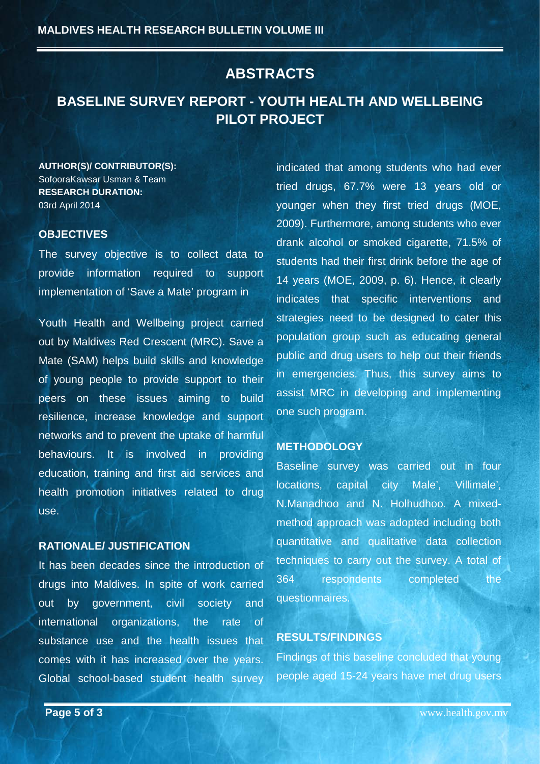# ABSTRACTS

## BASELINE SURVEY REPORT - YOUTH HEALTH AND WELLBEING PILOT PROJECT

**AUTHOR(S)/ CONTRIBUTOR(S):**
SofooraKawsar Usman & Team
**RESEARCH DURATION:**
03rd April 2014

### OBJECTIVES

The survey objective is to collect data to provide information required to support implementation of 'Save a Mate' program in

Youth Health and Wellbeing project carried out by Maldives Red Crescent (MRC). Save a Mate (SAM) helps build skills and knowledge of young people to provide support to their peers on these issues aiming to build resilience, increase knowledge and support networks and to prevent the uptake of harmful behaviours. It is involved in providing education, training and first aid services and health promotion initiatives related to drug use.

### RATIONALE/ JUSTIFICATION

It has been decades since the introduction of drugs into Maldives. In spite of work carried out by government, civil society and international organizations, the rate of substance use and the health issues that comes with it has increased over the years. Global school-based student health survey indicated that among students who had ever tried drugs, 67.7% were 13 years old or younger when they first tried drugs (MOE, 2009). Furthermore, among students who ever drank alcohol or smoked cigarette, 71.5% of students had their first drink before the age of 14 years (MOE, 2009, p. 6). Hence, it clearly indicates that specific interventions and strategies need to be designed to cater this population group such as educating general public and drug users to help out their friends in emergencies. Thus, this survey aims to assist MRC in developing and implementing one such program.

### METHODOLOGY

Baseline survey was carried out in four locations, capital city Male', Villimale', N.Manadhoo and N. Holhudhoo. A mixed-method approach was adopted including both quantitative and qualitative data collection techniques to carry out the survey. A total of 364 respondents completed the questionnaires.

### RESULTS/FINDINGS

Findings of this baseline concluded that young people aged 15-24 years have met drug users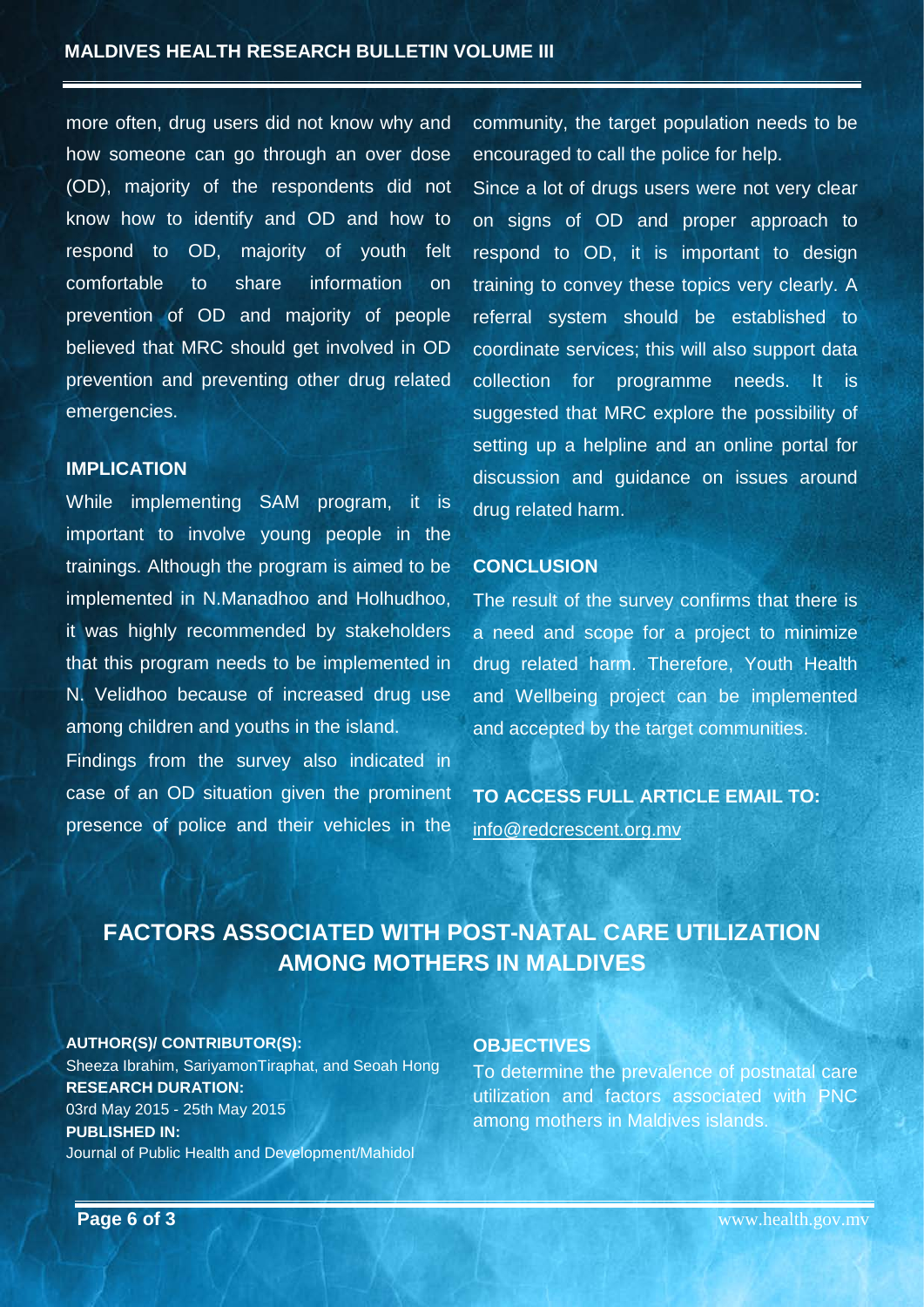more often, drug users did not know why and how someone can go through an over dose (OD), majority of the respondents did not know how to identify and OD and how to respond to OD, majority of youth felt comfortable to share information on prevention of OD and majority of people believed that MRC should get involved in OD prevention and preventing other drug related emergencies.

### IMPLICATION

While implementing SAM program, it is important to involve young people in the trainings. Although the program is aimed to be implemented in N.Manadhoo and Holhudhoo, it was highly recommended by stakeholders that this program needs to be implemented in N. Velidhoo because of increased drug use among children and youths in the island.

Findings from the survey also indicated in case of an OD situation given the prominent presence of police and their vehicles in the community, the target population needs to be encouraged to call the police for help.

Since a lot of drugs users were not very clear on signs of OD and proper approach to respond to OD, it is important to design training to convey these topics very clearly. A referral system should be established to coordinate services; this will also support data collection for programme needs. It is suggested that MRC explore the possibility of setting up a helpline and an online portal for discussion and guidance on issues around drug related harm.

### CONCLUSION

The result of the survey confirms that there is a need and scope for a project to minimize drug related harm. Therefore, Youth Health and Wellbeing project can be implemented and accepted by the target communities.

**TO ACCESS FULL ARTICLE EMAIL TO:**
info@redcrescent.org.mv

## FACTORS ASSOCIATED WITH POST-NATAL CARE UTILIZATION AMONG MOTHERS IN MALDIVES

**AUTHOR(S)/ CONTRIBUTOR(S):**
Sheeza Ibrahim, SariyamonTiraphat, and Seoah Hong

**RESEARCH DURATION:**
03rd May 2015 - 25th May 2015

**PUBLISHED IN:**
Journal of Public Health and Development/Mahidol

### OBJECTIVES

To determine the prevalence of postnatal care utilization and factors associated with PNC among mothers in Maldives islands.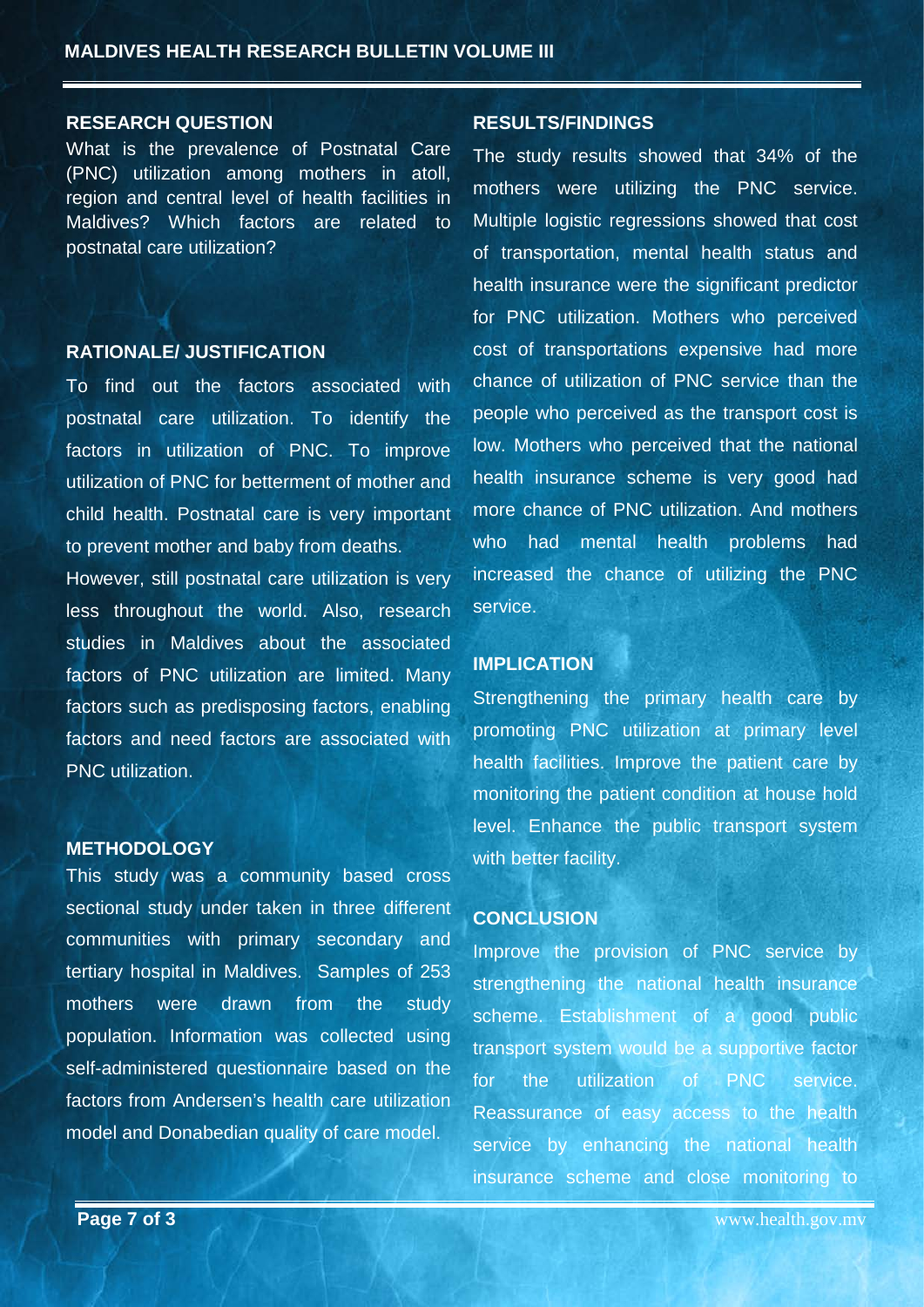## RESEARCH QUESTION

What is the prevalence of Postnatal Care (PNC) utilization among mothers in atoll, region and central level of health facilities in Maldives? Which factors are related to postnatal care utilization?

## RATIONALE/ JUSTIFICATION

To find out the factors associated with postnatal care utilization. To identify the factors in utilization of PNC. To improve utilization of PNC for betterment of mother and child health. Postnatal care is very important to prevent mother and baby from deaths.

However, still postnatal care utilization is very less throughout the world. Also, research studies in Maldives about the associated factors of PNC utilization are limited. Many factors such as predisposing factors, enabling factors and need factors are associated with PNC utilization.

## METHODOLOGY

This study was a community based cross sectional study under taken in three different communities with primary secondary and tertiary hospital in Maldives. Samples of 253 mothers were drawn from the study population. Information was collected using self-administered questionnaire based on the factors from Andersen's health care utilization model and Donabedian quality of care model.

## RESULTS/FINDINGS

The study results showed that 34% of the mothers were utilizing the PNC service. Multiple logistic regressions showed that cost of transportation, mental health status and health insurance were the significant predictor for PNC utilization. Mothers who perceived cost of transportations expensive had more chance of utilization of PNC service than the people who perceived as the transport cost is low. Mothers who perceived that the national health insurance scheme is very good had more chance of PNC utilization. And mothers who had mental health problems had increased the chance of utilizing the PNC service.

## IMPLICATION

Strengthening the primary health care by promoting PNC utilization at primary level health facilities. Improve the patient care by monitoring the patient condition at house hold level. Enhance the public transport system with better facility.

## CONCLUSION

Improve the provision of PNC service by strengthening the national health insurance scheme. Establishment of a good public transport system would be a supportive factor for the utilization of PNC service. Reassurance of easy access to the health service by enhancing the national health insurance scheme and close monitoring to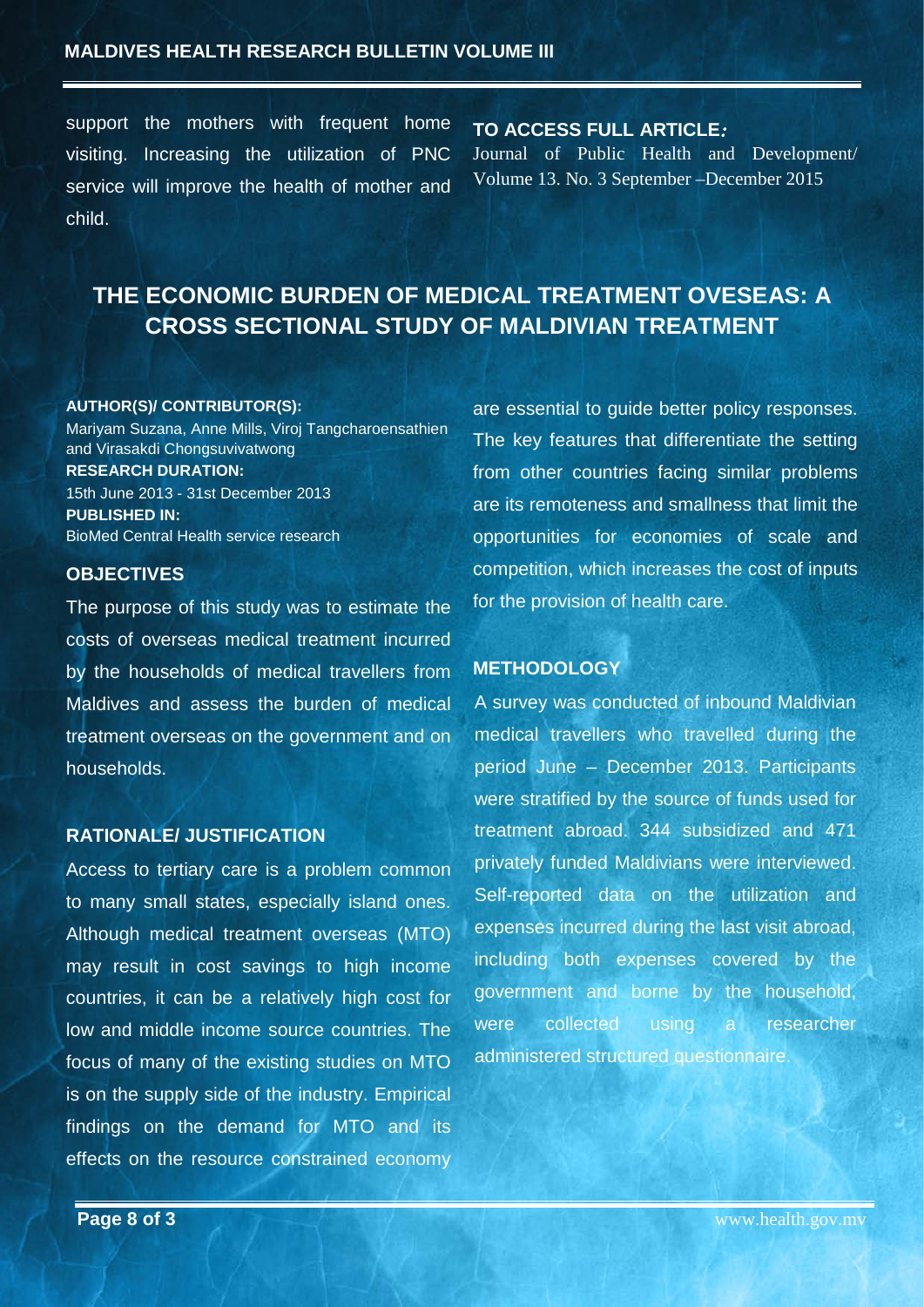support the mothers with frequent home visiting. Increasing the utilization of PNC service will improve the health of mother and child.

**TO ACCESS FULL ARTICLE:**
Journal of Public Health and Development/ Volume 13. No. 3 September –December 2015

## THE ECONOMIC BURDEN OF MEDICAL TREATMENT OVESEAS: A CROSS SECTIONAL STUDY OF MALDIVIAN TREATMENT

**AUTHOR(S)/ CONTRIBUTOR(S):**
Mariyam Suzana, Anne Mills, Viroj Tangcharoensathien and Virasakdi Chongsuvivatwong
**RESEARCH DURATION:**
15th June 2013 - 31st December 2013
**PUBLISHED IN:**
BioMed Central Health service research

### OBJECTIVES

The purpose of this study was to estimate the costs of overseas medical treatment incurred by the households of medical travellers from Maldives and assess the burden of medical treatment overseas on the government and on households.

### RATIONALE/ JUSTIFICATION

Access to tertiary care is a problem common to many small states, especially island ones. Although medical treatment overseas (MTO) may result in cost savings to high income countries, it can be a relatively high cost for low and middle income source countries. The focus of many of the existing studies on MTO is on the supply side of the industry. Empirical findings on the demand for MTO and its effects on the resource constrained economy are essential to guide better policy responses. The key features that differentiate the setting from other countries facing similar problems are its remoteness and smallness that limit the opportunities for economies of scale and competition, which increases the cost of inputs for the provision of health care.

### METHODOLOGY

A survey was conducted of inbound Maldivian medical travellers who travelled during the period June – December 2013. Participants were stratified by the source of funds used for treatment abroad. 344 subsidized and 471 privately funded Maldivians were interviewed. Self-reported data on the utilization and expenses incurred during the last visit abroad, including both expenses covered by the government and borne by the household, were collected using a researcher administered structured questionnaire.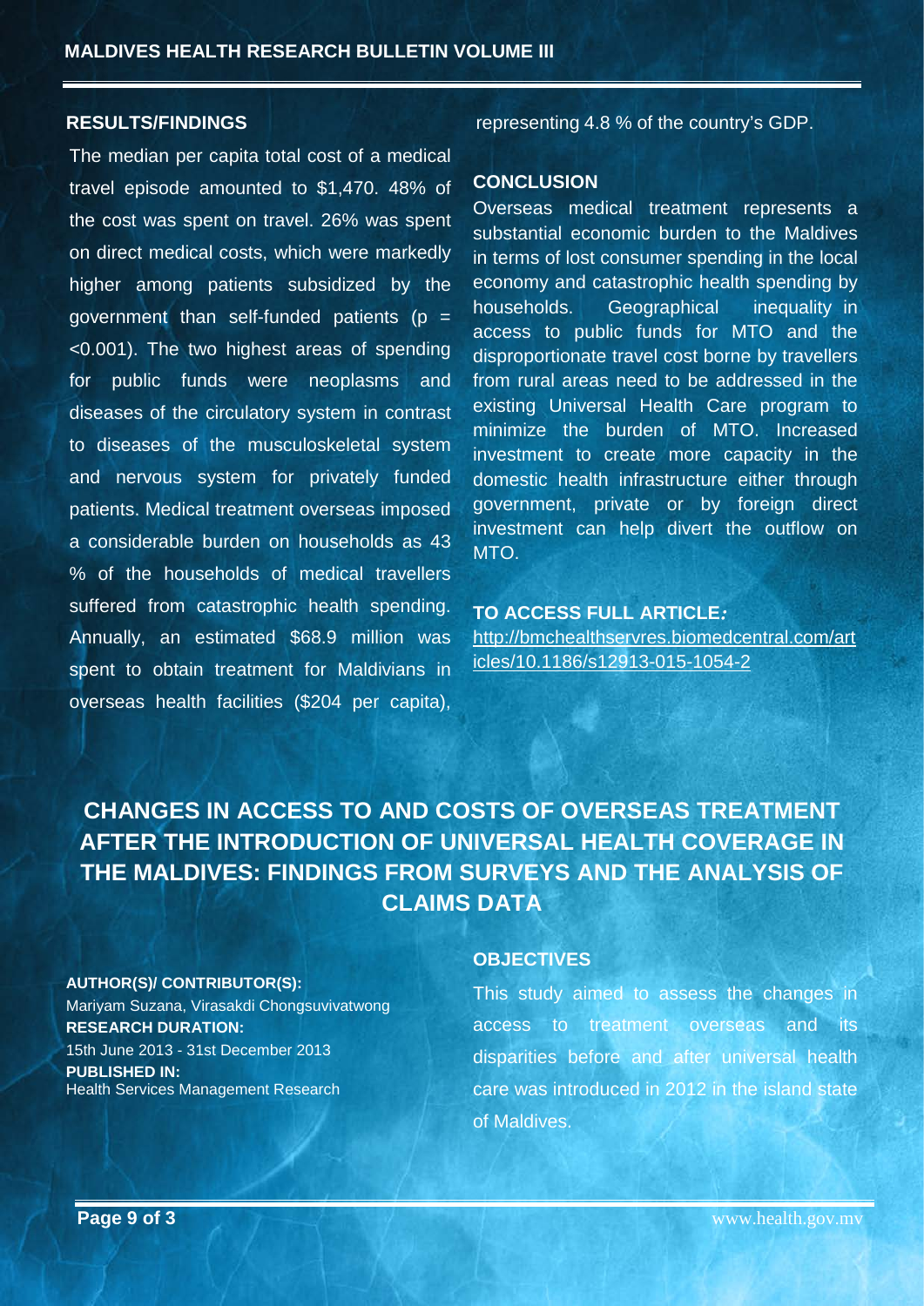## RESULTS/FINDINGS

The median per capita total cost of a medical travel episode amounted to $1,470. 48% of the cost was spent on travel. 26% was spent on direct medical costs, which were markedly higher among patients subsidized by the government than self-funded patients ($p$ = <0.001). The two highest areas of spending for public funds were neoplasms and diseases of the circulatory system in contrast to diseases of the musculoskeletal system and nervous system for privately funded patients. Medical treatment overseas imposed a considerable burden on households as 43 % of the households of medical travellers suffered from catastrophic health spending. Annually, an estimated $68.9 million was spent to obtain treatment for Maldivians in overseas health facilities ($204 per capita), representing 4.8 % of the country's GDP.

## CONCLUSION

Overseas medical treatment represents a substantial economic burden to the Maldives in terms of lost consumer spending in the local economy and catastrophic health spending by households. Geographical inequality in access to public funds for MTO and the disproportionate travel cost borne by travellers from rural areas need to be addressed in the existing Universal Health Care program to minimize the burden of MTO. Increased investment to create more capacity in the domestic health infrastructure either through government, private or by foreign direct investment can help divert the outflow on MTO.

**TO ACCESS FULL ARTICLE:**
http://bmchealthservres.biomedcentral.com/articles/10.1186/s12913-015-1054-2

# CHANGES IN ACCESS TO AND COSTS OF OVERSEAS TREATMENT AFTER THE INTRODUCTION OF UNIVERSAL HEALTH COVERAGE IN THE MALDIVES: FINDINGS FROM SURVEYS AND THE ANALYSIS OF CLAIMS DATA

**AUTHOR(S)/ CONTRIBUTOR(S):**
Mariyam Suzana, Virasakdi Chongsuvivatwong
**RESEARCH DURATION:**
15th June 2013 - 31st December 2013
**PUBLISHED IN:**
Health Services Management Research

## OBJECTIVES

This study aimed to assess the changes in access to treatment overseas and its disparities before and after universal health care was introduced in 2012 in the island state of Maldives.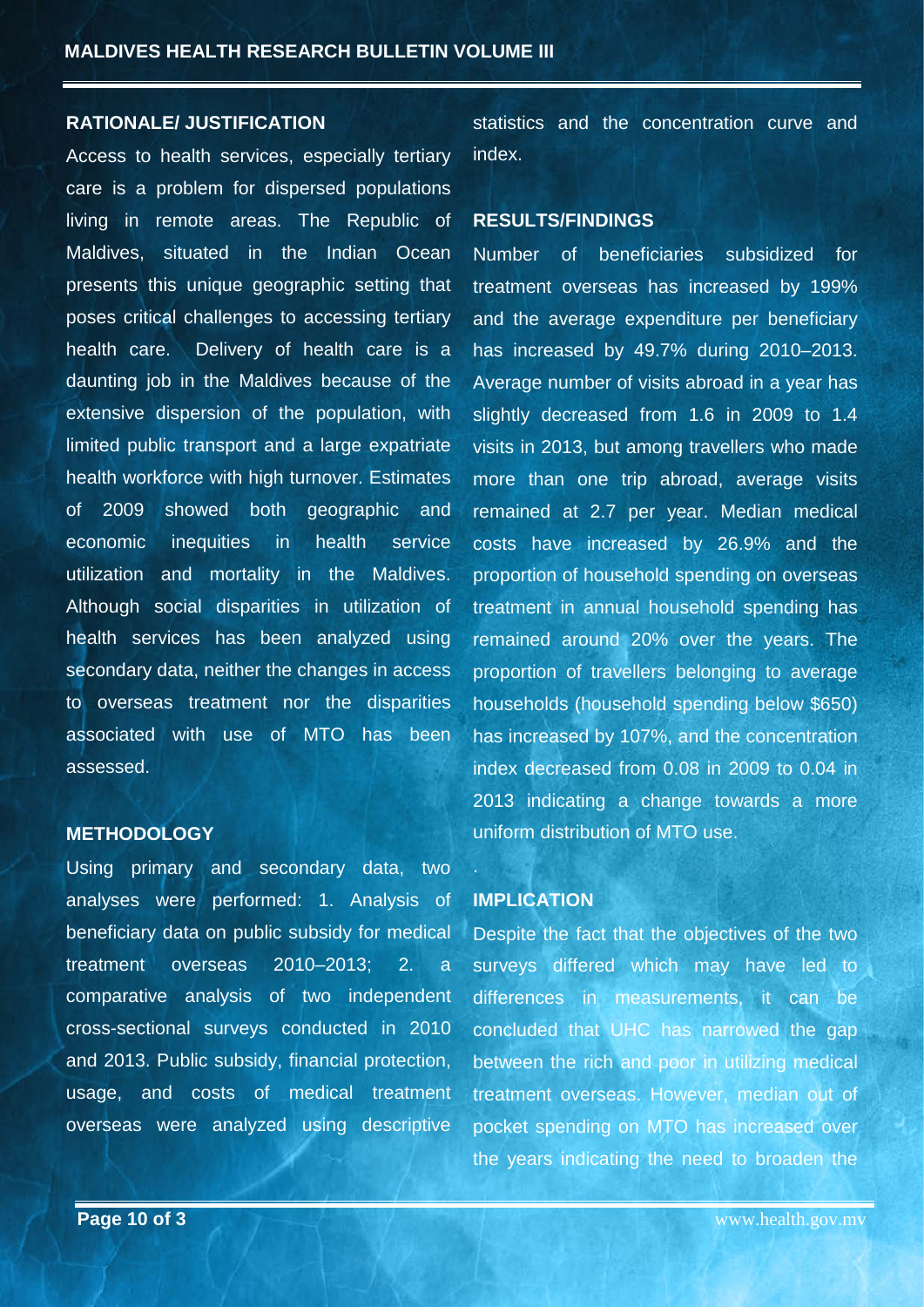## RATIONALE/ JUSTIFICATION

Access to health services, especially tertiary care is a problem for dispersed populations living in remote areas. The Republic of Maldives, situated in the Indian Ocean presents this unique geographic setting that poses critical challenges to accessing tertiary health care. Delivery of health care is a daunting job in the Maldives because of the extensive dispersion of the population, with limited public transport and a large expatriate health workforce with high turnover. Estimates of 2009 showed both geographic and economic inequities in health service utilization and mortality in the Maldives. Although social disparities in utilization of health services has been analyzed using secondary data, neither the changes in access to overseas treatment nor the disparities associated with use of MTO has been assessed.

## METHODOLOGY

Using primary and secondary data, two analyses were performed: 1. Analysis of beneficiary data on public subsidy for medical treatment overseas 2010–2013; 2. a comparative analysis of two independent cross-sectional surveys conducted in 2010 and 2013. Public subsidy, financial protection, usage, and costs of medical treatment overseas were analyzed using descriptive statistics and the concentration curve and index.

## RESULTS/FINDINGS

Number of beneficiaries subsidized for treatment overseas has increased by 199% and the average expenditure per beneficiary has increased by 49.7% during 2010–2013. Average number of visits abroad in a year has slightly decreased from 1.6 in 2009 to 1.4 visits in 2013, but among travellers who made more than one trip abroad, average visits remained at 2.7 per year. Median medical costs have increased by 26.9% and the proportion of household spending on overseas treatment in annual household spending has remained around 20% over the years. The proportion of travellers belonging to average households (household spending below $650) has increased by 107%, and the concentration index decreased from 0.08 in 2009 to 0.04 in 2013 indicating a change towards a more uniform distribution of MTO use.

## IMPLICATION

Despite the fact that the objectives of the two surveys differed which may have led to differences in measurements, it can be concluded that UHC has narrowed the gap between the rich and poor in utilizing medical treatment overseas. However, median out of pocket spending on MTO has increased over the years indicating the need to broaden the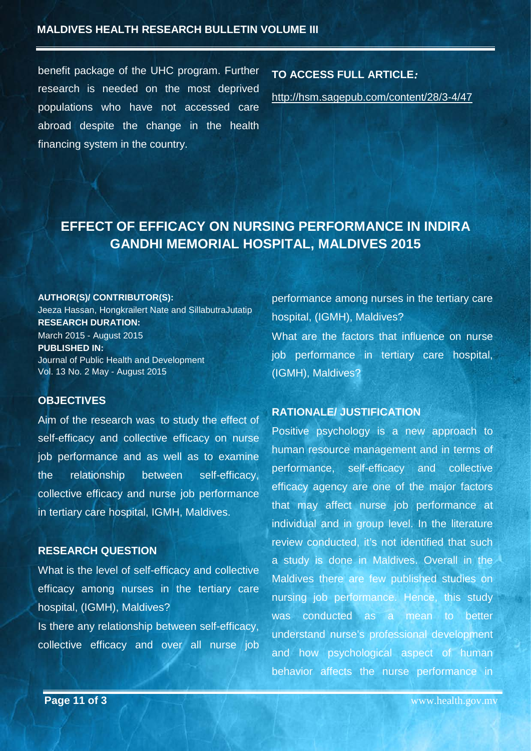benefit package of the UHC program. Further research is needed on the most deprived populations who have not accessed care abroad despite the change in the health financing system in the country.

**TO ACCESS FULL ARTICLE:**

http://hsm.sagepub.com/content/28/3-4/47

## EFFECT OF EFFICACY ON NURSING PERFORMANCE IN INDIRA GANDHI MEMORIAL HOSPITAL, MALDIVES 2015

**AUTHOR(S)/ CONTRIBUTOR(S):**
Jeeza Hassan, Hongkrailert Nate and SillabutraJutatip
**RESEARCH DURATION:**
March 2015 - August 2015
**PUBLISHED IN:**
Journal of Public Health and Development
Vol. 13 No. 2 May - August 2015

### OBJECTIVES

Aim of the research was to study the effect of self-efficacy and collective efficacy on nurse job performance and as well as to examine the relationship between self-efficacy, collective efficacy and nurse job performance in tertiary care hospital, IGMH, Maldives.

### RESEARCH QUESTION

What is the level of self-efficacy and collective efficacy among nurses in the tertiary care hospital, (IGMH), Maldives?

Is there any relationship between self-efficacy, collective efficacy and over all nurse job performance among nurses in the tertiary care hospital, (IGMH), Maldives?

What are the factors that influence on nurse job performance in tertiary care hospital, (IGMH), Maldives?

### RATIONALE/ JUSTIFICATION

Positive psychology is a new approach to human resource management and in terms of performance, self-efficacy and collective efficacy agency are one of the major factors that may affect nurse job performance at individual and in group level. In the literature review conducted, it's not identified that such a study is done in Maldives. Overall in the Maldives there are few published studies on nursing job performance. Hence, this study was conducted as a mean to better understand nurse's professional development and how psychological aspect of human behavior affects the nurse performance in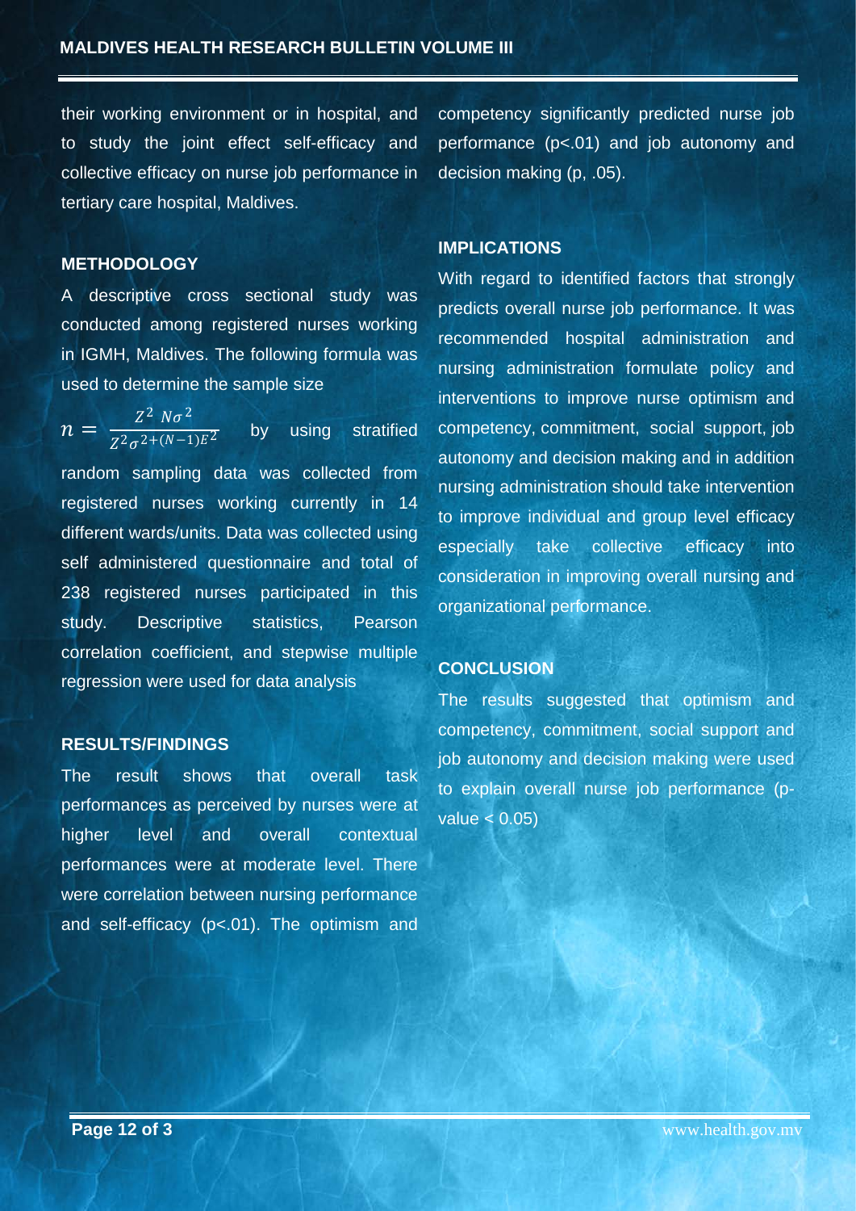their working environment or in hospital, and to study the joint effect self-efficacy and collective efficacy on nurse job performance in tertiary care hospital, Maldives.

## METHODOLOGY

A descriptive cross sectional study was conducted among registered nurses working in IGMH, Maldives. The following formula was used to determine the sample size

$$n = \frac{Z^2 \ N\sigma^2}{Z^2\sigma^2 + (N-1)E^2}$$

by using stratified random sampling data was collected from registered nurses working currently in 14 different wards/units. Data was collected using self administered questionnaire and total of 238 registered nurses participated in this study. Descriptive statistics, Pearson correlation coefficient, and stepwise multiple regression were used for data analysis

## RESULTS/FINDINGS

The result shows that overall task performances as perceived by nurses were at higher level and overall contextual performances were at moderate level. There were correlation between nursing performance and self-efficacy ($p<.01$). The optimism and competency significantly predicted nurse job performance ($p<.01$) and job autonomy and decision making (p, .05).

## IMPLICATIONS

With regard to identified factors that strongly predicts overall nurse job performance. It was recommended hospital administration and nursing administration formulate policy and interventions to improve nurse optimism and competency, commitment, social support, job autonomy and decision making and in addition nursing administration should take intervention to improve individual and group level efficacy especially take collective efficacy into consideration in improving overall nursing and organizational performance.

## CONCLUSION

The results suggested that optimism and competency, commitment, social support and job autonomy and decision making were used to explain overall nurse job performance (p-value $< 0.05$)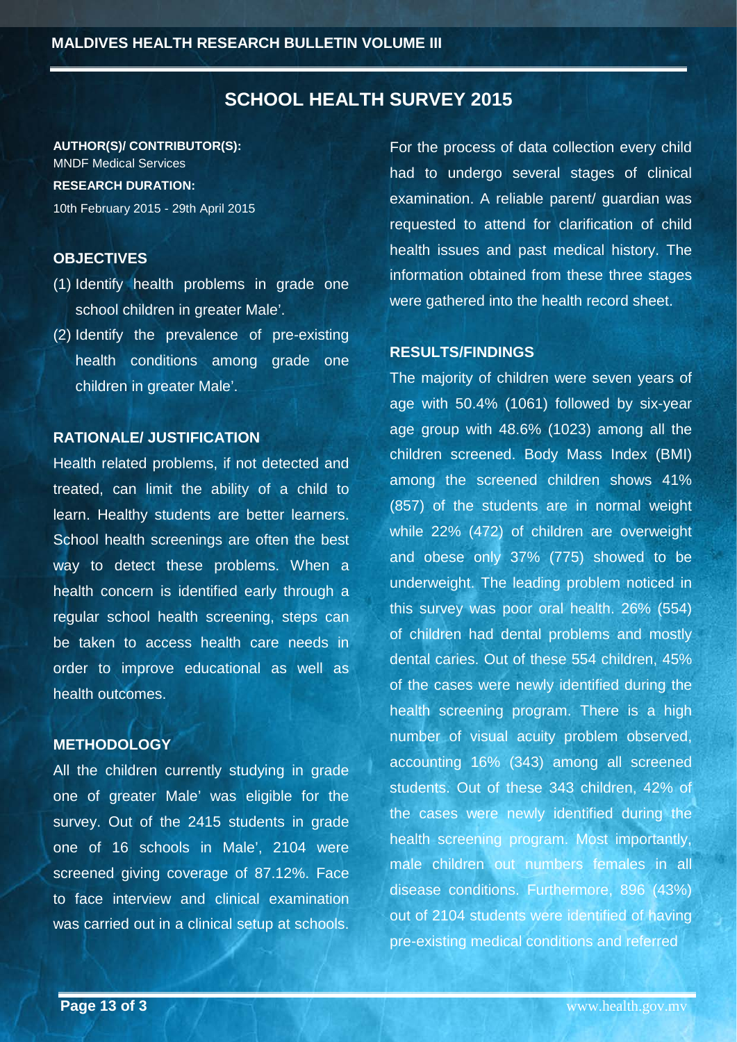# SCHOOL HEALTH SURVEY 2015

**AUTHOR(S)/ CONTRIBUTOR(S):**
MNDF Medical Services

**RESEARCH DURATION:**
10th February 2015 - 29th April 2015

## OBJECTIVES

(1) Identify health problems in grade one school children in greater Male'.
(2) Identify the prevalence of pre-existing health conditions among grade one children in greater Male'.

## RATIONALE/ JUSTIFICATION

Health related problems, if not detected and treated, can limit the ability of a child to learn. Healthy students are better learners. School health screenings are often the best way to detect these problems. When a health concern is identified early through a regular school health screening, steps can be taken to access health care needs in order to improve educational as well as health outcomes.

## METHODOLOGY

All the children currently studying in grade one of greater Male' was eligible for the survey. Out of the 2415 students in grade one of 16 schools in Male', 2104 were screened giving coverage of 87.12%. Face to face interview and clinical examination was carried out in a clinical setup at schools. For the process of data collection every child had to undergo several stages of clinical examination. A reliable parent/ guardian was requested to attend for clarification of child health issues and past medical history. The information obtained from these three stages were gathered into the health record sheet.

## RESULTS/FINDINGS

The majority of children were seven years of age with 50.4% (1061) followed by six-year age group with 48.6% (1023) among all the children screened. Body Mass Index (BMI) among the screened children shows 41% (857) of the students are in normal weight while 22% (472) of children are overweight and obese only 37% (775) showed to be underweight. The leading problem noticed in this survey was poor oral health. 26% (554) of children had dental problems and mostly dental caries. Out of these 554 children, 45% of the cases were newly identified during the health screening program. There is a high number of visual acuity problem observed, accounting 16% (343) among all screened students. Out of these 343 children, 42% of the cases were newly identified during the health screening program. Most importantly, male children out numbers females in all disease conditions. Furthermore, 896 (43%) out of 2104 students were identified of having pre-existing medical conditions and referred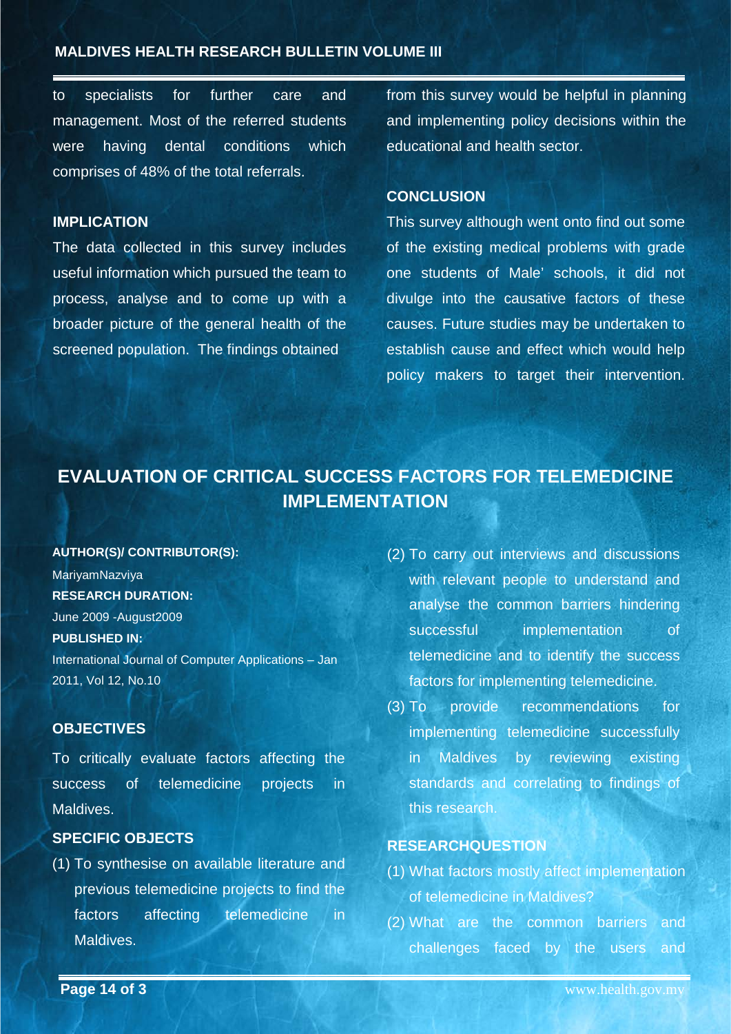to specialists for further care and management. Most of the referred students were having dental conditions which comprises of 48% of the total referrals.

### IMPLICATION

The data collected in this survey includes useful information which pursued the team to process, analyse and to come up with a broader picture of the general health of the screened population. The findings obtained from this survey would be helpful in planning and implementing policy decisions within the educational and health sector.

### CONCLUSION

This survey although went onto find out some of the existing medical problems with grade one students of Male' schools, it did not divulge into the causative factors of these causes. Future studies may be undertaken to establish cause and effect which would help policy makers to target their intervention.

## EVALUATION OF CRITICAL SUCCESS FACTORS FOR TELEMEDICINE IMPLEMENTATION

**AUTHOR(S)/ CONTRIBUTOR(S):**
MariyamNazviya

**RESEARCH DURATION:**
June 2009 -August2009

**PUBLISHED IN:**
International Journal of Computer Applications – Jan 2011, Vol 12, No.10

### OBJECTIVES

To critically evaluate factors affecting the success of telemedicine projects in Maldives.

### SPECIFIC OBJECTS

(1) To synthesise on available literature and previous telemedicine projects to find the factors affecting telemedicine in Maldives.

(2) To carry out interviews and discussions with relevant people to understand and analyse the common barriers hindering successful implementation of telemedicine and to identify the success factors for implementing telemedicine.

(3) To provide recommendations for implementing telemedicine successfully in Maldives by reviewing existing standards and correlating to findings of this research.

### RESEARCHQUESTION

(1) What factors mostly affect implementation of telemedicine in Maldives?

(2) What are the common barriers and challenges faced by the users and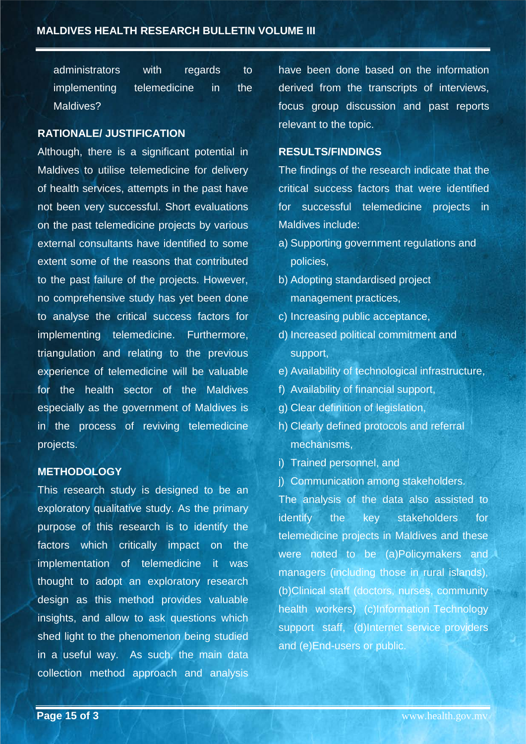administrators with regards to implementing telemedicine in the Maldives?

## RATIONALE/ JUSTIFICATION

Although, there is a significant potential in Maldives to utilise telemedicine for delivery of health services, attempts in the past have not been very successful. Short evaluations on the past telemedicine projects by various external consultants have identified to some extent some of the reasons that contributed to the past failure of the projects. However, no comprehensive study has yet been done to analyse the critical success factors for implementing telemedicine. Furthermore, triangulation and relating to the previous experience of telemedicine will be valuable for the health sector of the Maldives especially as the government of Maldives is in the process of reviving telemedicine projects.

## METHODOLOGY

This research study is designed to be an exploratory qualitative study. As the primary purpose of this research is to identify the factors which critically impact on the implementation of telemedicine it was thought to adopt an exploratory research design as this method provides valuable insights, and allow to ask questions which shed light to the phenomenon being studied in a useful way. As such, the main data collection method approach and analysis have been done based on the information derived from the transcripts of interviews, focus group discussion and past reports relevant to the topic.

## RESULTS/FINDINGS

The findings of the research indicate that the critical success factors that were identified for successful telemedicine projects in Maldives include:

a) Supporting government regulations and policies,
b) Adopting standardised project management practices,
c) Increasing public acceptance,
d) Increased political commitment and support,
e) Availability of technological infrastructure,
f) Availability of financial support,
g) Clear definition of legislation,
h) Clearly defined protocols and referral mechanisms,
i) Trained personnel, and
j) Communication among stakeholders.

The analysis of the data also assisted to identify the key stakeholders for telemedicine projects in Maldives and these were noted to be (a)Policymakers and managers (including those in rural islands), (b)Clinical staff (doctors, nurses, community health workers) (c)Information Technology support staff, (d)Internet service providers and (e)End-users or public.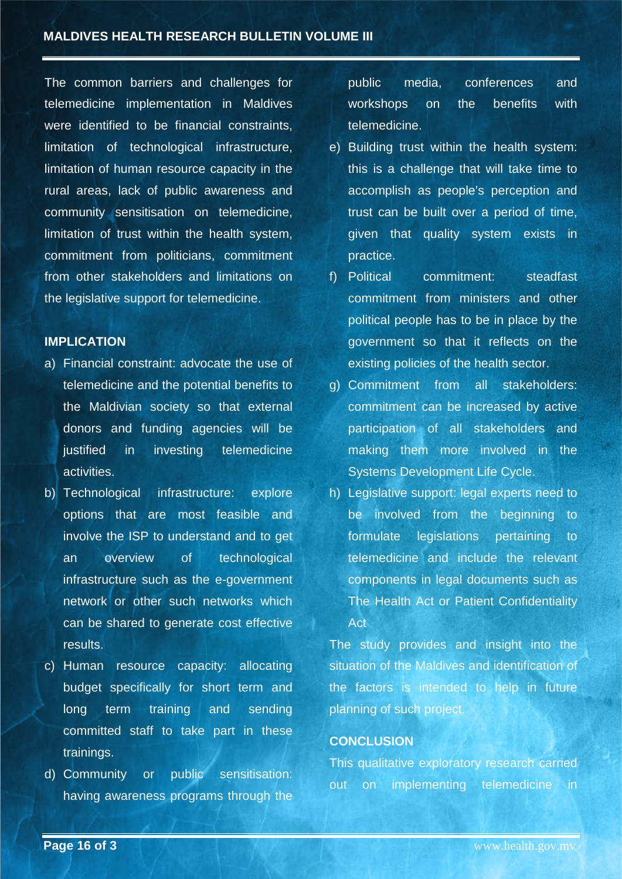The common barriers and challenges for telemedicine implementation in Maldives were identified to be financial constraints, limitation of technological infrastructure, limitation of human resource capacity in the rural areas, lack of public awareness and community sensitisation on telemedicine, limitation of trust within the health system, commitment from politicians, commitment from other stakeholders and limitations on the legislative support for telemedicine.

**IMPLICATION**

a) Financial constraint: advocate the use of telemedicine and the potential benefits to the Maldivian society so that external donors and funding agencies will be justified in investing telemedicine activities.
b) Technological infrastructure: explore options that are most feasible and involve the ISP to understand and to get an overview of technological infrastructure such as the e-government network or other such networks which can be shared to generate cost effective results.
c) Human resource capacity: allocating budget specifically for short term and long term training and sending committed staff to take part in these trainings.
d) Community or public sensitisation: having awareness programs through the public media, conferences and workshops on the benefits with telemedicine.
e) Building trust within the health system: this is a challenge that will take time to accomplish as people's perception and trust can be built over a period of time, given that quality system exists in practice.
f) Political commitment: steadfast commitment from ministers and other political people has to be in place by the government so that it reflects on the existing policies of the health sector.
g) Commitment from all stakeholders: commitment can be increased by active participation of all stakeholders and making them more involved in the Systems Development Life Cycle.
h) Legislative support: legal experts need to be involved from the beginning to formulate legislations pertaining to telemedicine and include the relevant components in legal documents such as The Health Act or Patient Confidentiality Act

The study provides and insight into the situation of the Maldives and identification of the factors is intended to help in future planning of such project.

**CONCLUSION**

This qualitative exploratory research carried out on implementing telemedicine in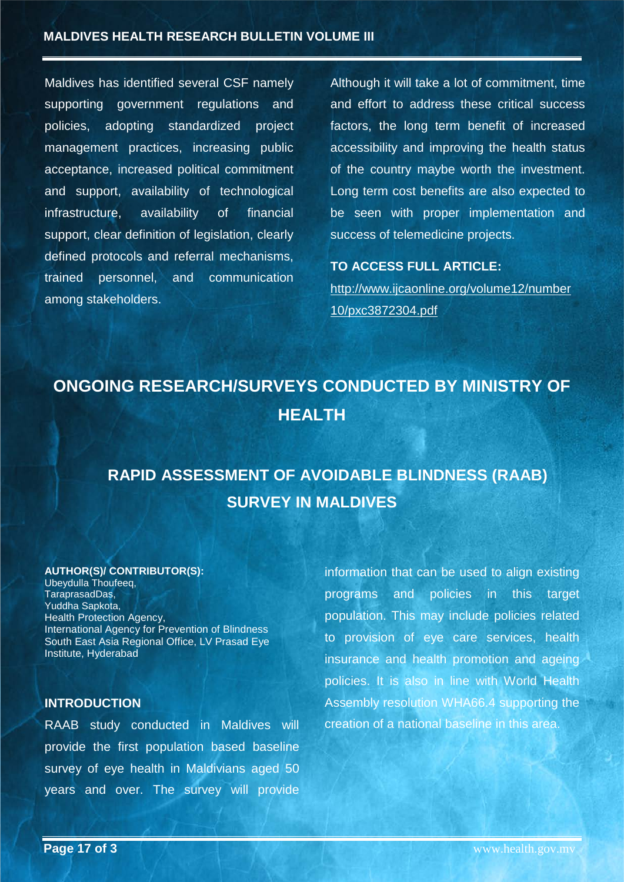Maldives has identified several CSF namely supporting government regulations and policies, adopting standardized project management practices, increasing public acceptance, increased political commitment and support, availability of technological infrastructure, availability of financial support, clear definition of legislation, clearly defined protocols and referral mechanisms, trained personnel, and communication among stakeholders.

Although it will take a lot of commitment, time and effort to address these critical success factors, the long term benefit of increased accessibility and improving the health status of the country maybe worth the investment. Long term cost benefits are also expected to be seen with proper implementation and success of telemedicine projects.

**TO ACCESS FULL ARTICLE:**

http://www.ijcaonline.org/volume12/number10/pxc3872304.pdf

# ONGOING RESEARCH/SURVEYS CONDUCTED BY MINISTRY OF HEALTH

## RAPID ASSESSMENT OF AVOIDABLE BLINDNESS (RAAB) SURVEY IN MALDIVES

**AUTHOR(S)/ CONTRIBUTOR(S):**
Ubeydulla Thoufeeq,
TaraprasadDas,
Yuddha Sapkota,
Health Protection Agency,
International Agency for Prevention of Blindness South East Asia Regional Office, LV Prasad Eye Institute, Hyderabad

### INTRODUCTION

RAAB study conducted in Maldives will provide the first population based baseline survey of eye health in Maldivians aged 50 years and over. The survey will provide information that can be used to align existing programs and policies in this target population. This may include policies related to provision of eye care services, health insurance and health promotion and ageing policies. It is also in line with World Health Assembly resolution WHA66.4 supporting the creation of a national baseline in this area.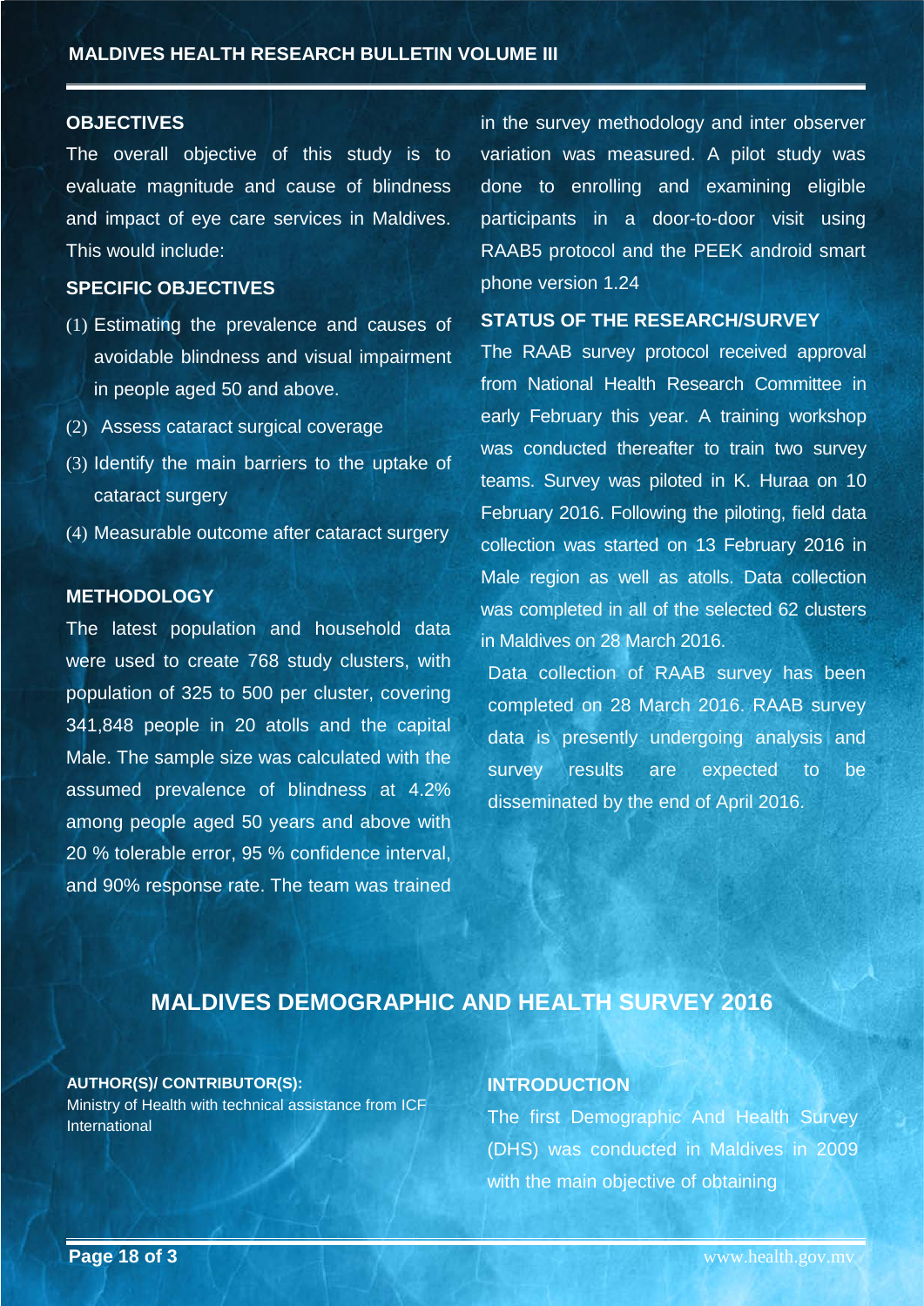## OBJECTIVES

The overall objective of this study is to evaluate magnitude and cause of blindness and impact of eye care services in Maldives. This would include:

## SPECIFIC OBJECTIVES

(1) Estimating the prevalence and causes of avoidable blindness and visual impairment in people aged 50 and above.

(2) Assess cataract surgical coverage

(3) Identify the main barriers to the uptake of cataract surgery

(4) Measurable outcome after cataract surgery

## METHODOLOGY

The latest population and household data were used to create 768 study clusters, with population of 325 to 500 per cluster, covering 341,848 people in 20 atolls and the capital Male. The sample size was calculated with the assumed prevalence of blindness at 4.2% among people aged 50 years and above with 20 % tolerable error, 95 % confidence interval, and 90% response rate. The team was trained in the survey methodology and inter observer variation was measured. A pilot study was done to enrolling and examining eligible participants in a door-to-door visit using RAAB5 protocol and the PEEK android smart phone version 1.24

## STATUS OF THE RESEARCH/SURVEY

The RAAB survey protocol received approval from National Health Research Committee in early February this year. A training workshop was conducted thereafter to train two survey teams. Survey was piloted in K. Huraa on 10 February 2016. Following the piloting, field data collection was started on 13 February 2016 in Male region as well as atolls. Data collection was completed in all of the selected 62 clusters in Maldives on 28 March 2016.

Data collection of RAAB survey has been completed on 28 March 2016. RAAB survey data is presently undergoing analysis and survey results are expected to be disseminated by the end of April 2016.

# MALDIVES DEMOGRAPHIC AND HEALTH SURVEY 2016

**AUTHOR(S)/ CONTRIBUTOR(S):**

Ministry of Health with technical assistance from ICF International

## INTRODUCTION

The first Demographic And Health Survey (DHS) was conducted in Maldives in 2009 with the main objective of obtaining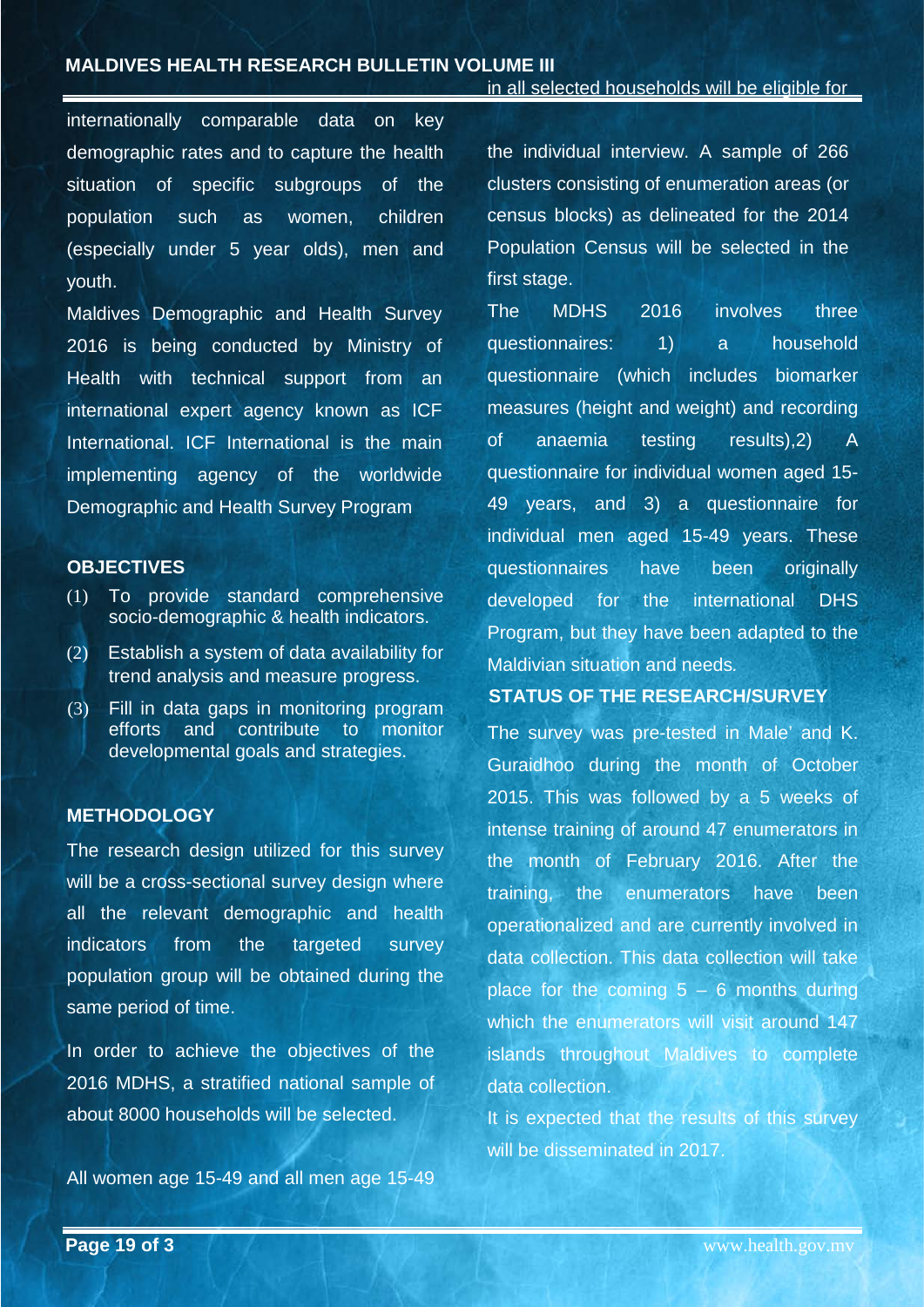internationally comparable data on key demographic rates and to capture the health situation of specific subgroups of the population such as women, children (especially under 5 year olds), men and youth.

Maldives Demographic and Health Survey 2016 is being conducted by Ministry of Health with technical support from an international expert agency known as ICF International. ICF International is the main implementing agency of the worldwide Demographic and Health Survey Program

## OBJECTIVES

(1) To provide standard comprehensive socio-demographic & health indicators.

(2) Establish a system of data availability for trend analysis and measure progress.

(3) Fill in data gaps in monitoring program efforts and contribute to monitor developmental goals and strategies.

## METHODOLOGY

The research design utilized for this survey will be a cross-sectional survey design where all the relevant demographic and health indicators from the targeted survey population group will be obtained during the same period of time.

In order to achieve the objectives of the 2016 MDHS, a stratified national sample of about 8000 households will be selected.

All women age 15-49 and all men age 15-49 in all selected households will be eligible for the individual interview. A sample of 266 clusters consisting of enumeration areas (or census blocks) as delineated for the 2014 Population Census will be selected in the first stage.

The MDHS 2016 involves three questionnaires: 1) a household questionnaire (which includes biomarker measures (height and weight) and recording of anaemia testing results),2) A questionnaire for individual women aged 15-49 years, and 3) a questionnaire for individual men aged 15-49 years. These questionnaires have been originally developed for the international DHS Program, but they have been adapted to the Maldivian situation and needs.

## STATUS OF THE RESEARCH/SURVEY

The survey was pre-tested in Male' and K. Guraidhoo during the month of October 2015. This was followed by a 5 weeks of intense training of around 47 enumerators in the month of February 2016. After the training, the enumerators have been operationalized and are currently involved in data collection. This data collection will take place for the coming 5 – 6 months during which the enumerators will visit around 147 islands throughout Maldives to complete data collection.

It is expected that the results of this survey will be disseminated in 2017.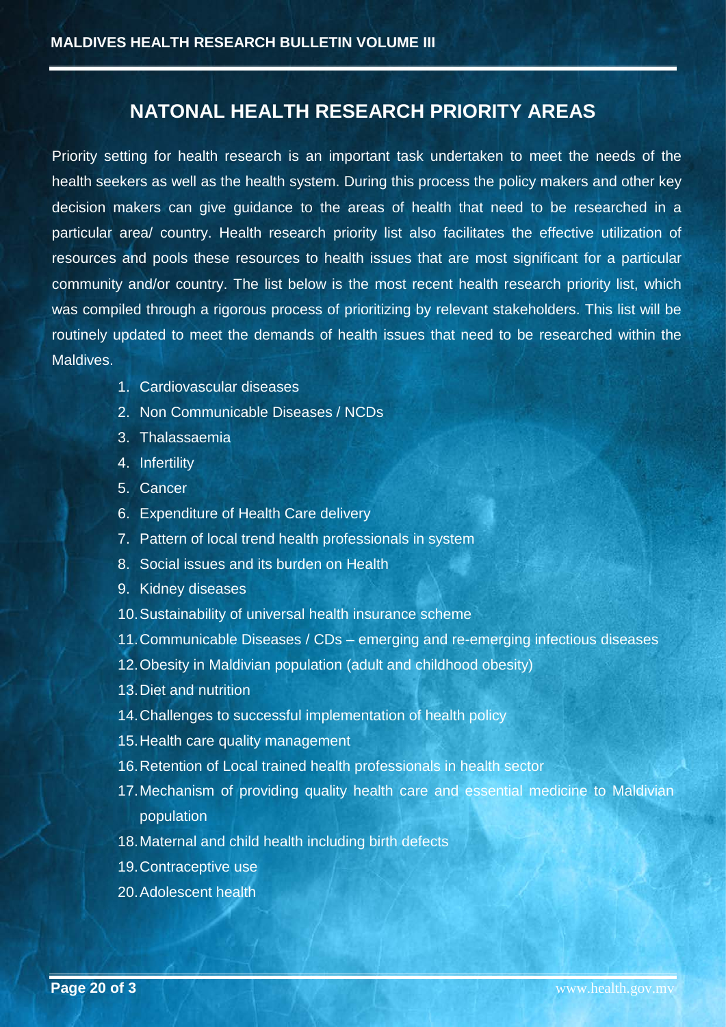# NATONAL HEALTH RESEARCH PRIORITY AREAS

Priority setting for health research is an important task undertaken to meet the needs of the health seekers as well as the health system. During this process the policy makers and other key decision makers can give guidance to the areas of health that need to be researched in a particular area/ country. Health research priority list also facilitates the effective utilization of resources and pools these resources to health issues that are most significant for a particular community and/or country. The list below is the most recent health research priority list, which was compiled through a rigorous process of prioritizing by relevant stakeholders. This list will be routinely updated to meet the demands of health issues that need to be researched within the Maldives.

1. Cardiovascular diseases
2. Non Communicable Diseases / NCDs
3. Thalassaemia
4. Infertility
5. Cancer
6. Expenditure of Health Care delivery
7. Pattern of local trend health professionals in system
8. Social issues and its burden on Health
9. Kidney diseases
10. Sustainability of universal health insurance scheme
11. Communicable Diseases / CDs – emerging and re-emerging infectious diseases
12. Obesity in Maldivian population (adult and childhood obesity)
13. Diet and nutrition
14. Challenges to successful implementation of health policy
15. Health care quality management
16. Retention of Local trained health professionals in health sector
17. Mechanism of providing quality health care and essential medicine to Maldivian population
18. Maternal and child health including birth defects
19. Contraceptive use
20. Adolescent health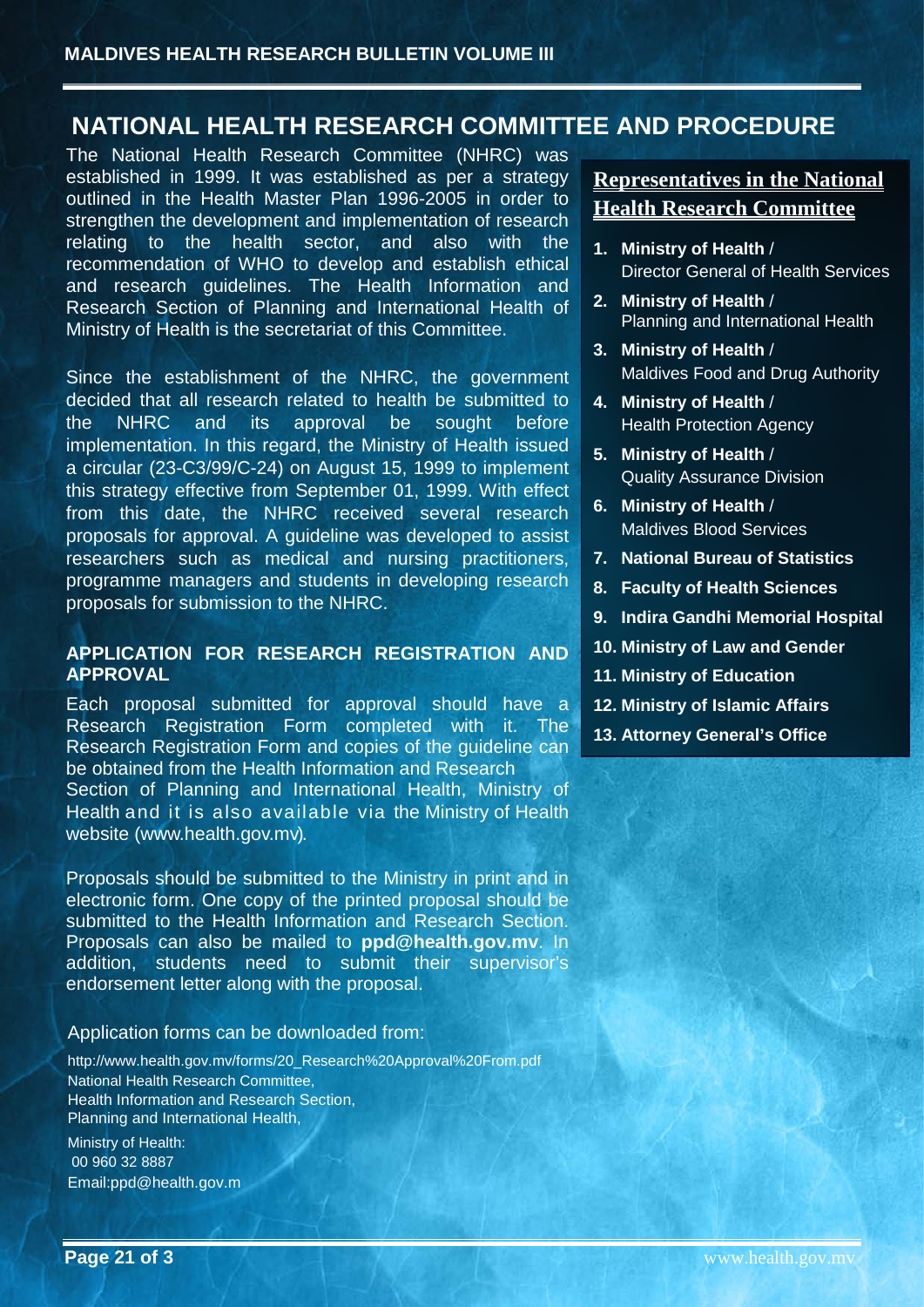# NATIONAL HEALTH RESEARCH COMMITTEE AND PROCEDURE

The National Health Research Committee (NHRC) was established in 1999. It was established as per a strategy outlined in the Health Master Plan 1996-2005 in order to strengthen the development and implementation of research relating to the health sector, and also with the recommendation of WHO to develop and establish ethical and research guidelines. The Health Information and Research Section of Planning and International Health of Ministry of Health is the secretariat of this Committee.

Since the establishment of the NHRC, the government decided that all research related to health be submitted to the NHRC and its approval be sought before implementation. In this regard, the Ministry of Health issued a circular (23-C3/99/C-24) on August 15, 1999 to implement this strategy effective from September 01, 1999. With effect from this date, the NHRC received several research proposals for approval. A guideline was developed to assist researchers such as medical and nursing practitioners, programme managers and students in developing research proposals for submission to the NHRC.

## APPLICATION FOR RESEARCH REGISTRATION AND APPROVAL

Each proposal submitted for approval should have a Research Registration Form completed with it. The Research Registration Form and copies of the guideline can be obtained from the Health Information and Research Section of Planning and International Health, Ministry of Health and it is also available via the Ministry of Health website (www.health.gov.mv).

Proposals should be submitted to the Ministry in print and in electronic form. One copy of the printed proposal should be submitted to the Health Information and Research Section. Proposals can also be mailed to **ppd@health.gov.mv**. In addition, students need to submit their supervisor's endorsement letter along with the proposal.

Application forms can be downloaded from:

http://www.health.gov.mv/forms/20_Research%20Approval%20From.pdf
National Health Research Committee,
Health Information and Research Section,
Planning and International Health,

Ministry of Health:
00 960 32 8887
Email:ppd@health.gov.m

## Representatives in the National Health Research Committee

1. **Ministry of Health** / Director General of Health Services
2. **Ministry of Health** / Planning and International Health
3. **Ministry of Health** / Maldives Food and Drug Authority
4. **Ministry of Health** / Health Protection Agency
5. **Ministry of Health** / Quality Assurance Division
6. **Ministry of Health** / Maldives Blood Services
7. **National Bureau of Statistics**
8. **Faculty of Health Sciences**
9. **Indira Gandhi Memorial Hospital**
10. **Ministry of Law and Gender**
11. **Ministry of Education**
12. **Ministry of Islamic Affairs**
13. **Attorney General's Office**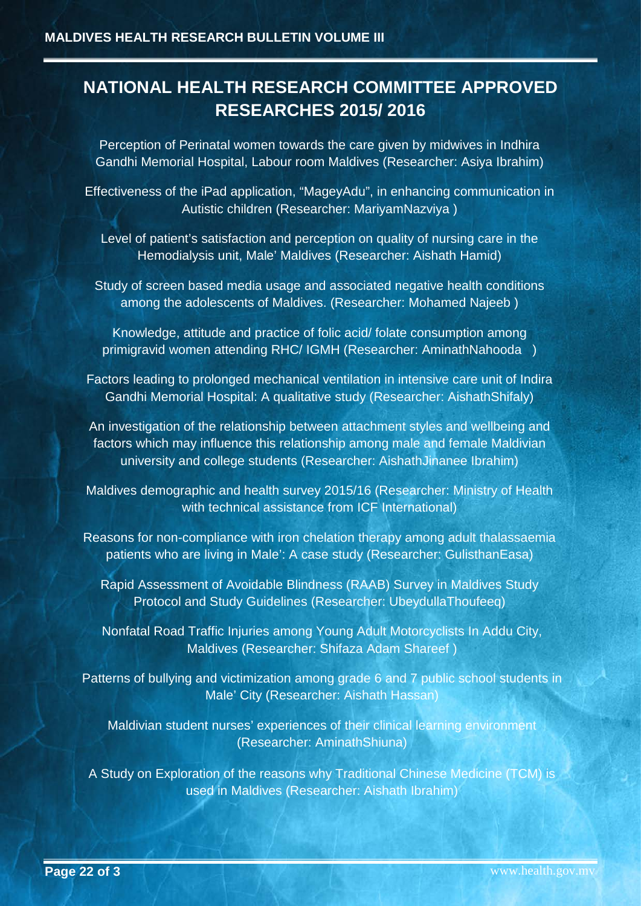# NATIONAL HEALTH RESEARCH COMMITTEE APPROVED RESEARCHES 2015/ 2016

Perception of Perinatal women towards the care given by midwives in Indhira Gandhi Memorial Hospital, Labour room Maldives (Researcher: Asiya Ibrahim)

Effectiveness of the iPad application, “MageyAdu”, in enhancing communication in Autistic children (Researcher: MariyamNazviya )

Level of patient’s satisfaction and perception on quality of nursing care in the Hemodialysis unit, Male’ Maldives (Researcher: Aishath Hamid)

Study of screen based media usage and associated negative health conditions among the adolescents of Maldives. (Researcher: Mohamed Najeeb )

Knowledge, attitude and practice of folic acid/ folate consumption among primigravid women attending RHC/ IGMH (Researcher: AminathNahooda )

Factors leading to prolonged mechanical ventilation in intensive care unit of Indira Gandhi Memorial Hospital: A qualitative study (Researcher: AishathShifaly)

An investigation of the relationship between attachment styles and wellbeing and factors which may influence this relationship among male and female Maldivian university and college students (Researcher: AishathJinanee Ibrahim)

Maldives demographic and health survey 2015/16 (Researcher: Ministry of Health with technical assistance from ICF International)

Reasons for non-compliance with iron chelation therapy among adult thalassaemia patients who are living in Male’: A case study (Researcher: GulisthanEasa)

Rapid Assessment of Avoidable Blindness (RAAB) Survey in Maldives Study Protocol and Study Guidelines (Researcher: UbeydullaThoufeeq)

Nonfatal Road Traffic Injuries among Young Adult Motorcyclists In Addu City, Maldives (Researcher: Shifaza Adam Shareef )

Patterns of bullying and victimization among grade 6 and 7 public school students in Male’ City (Researcher: Aishath Hassan)

Maldivian student nurses’ experiences of their clinical learning environment (Researcher: AminathShiuna)

A Study on Exploration of the reasons why Traditional Chinese Medicine (TCM) is used in Maldives (Researcher: Aishath Ibrahim)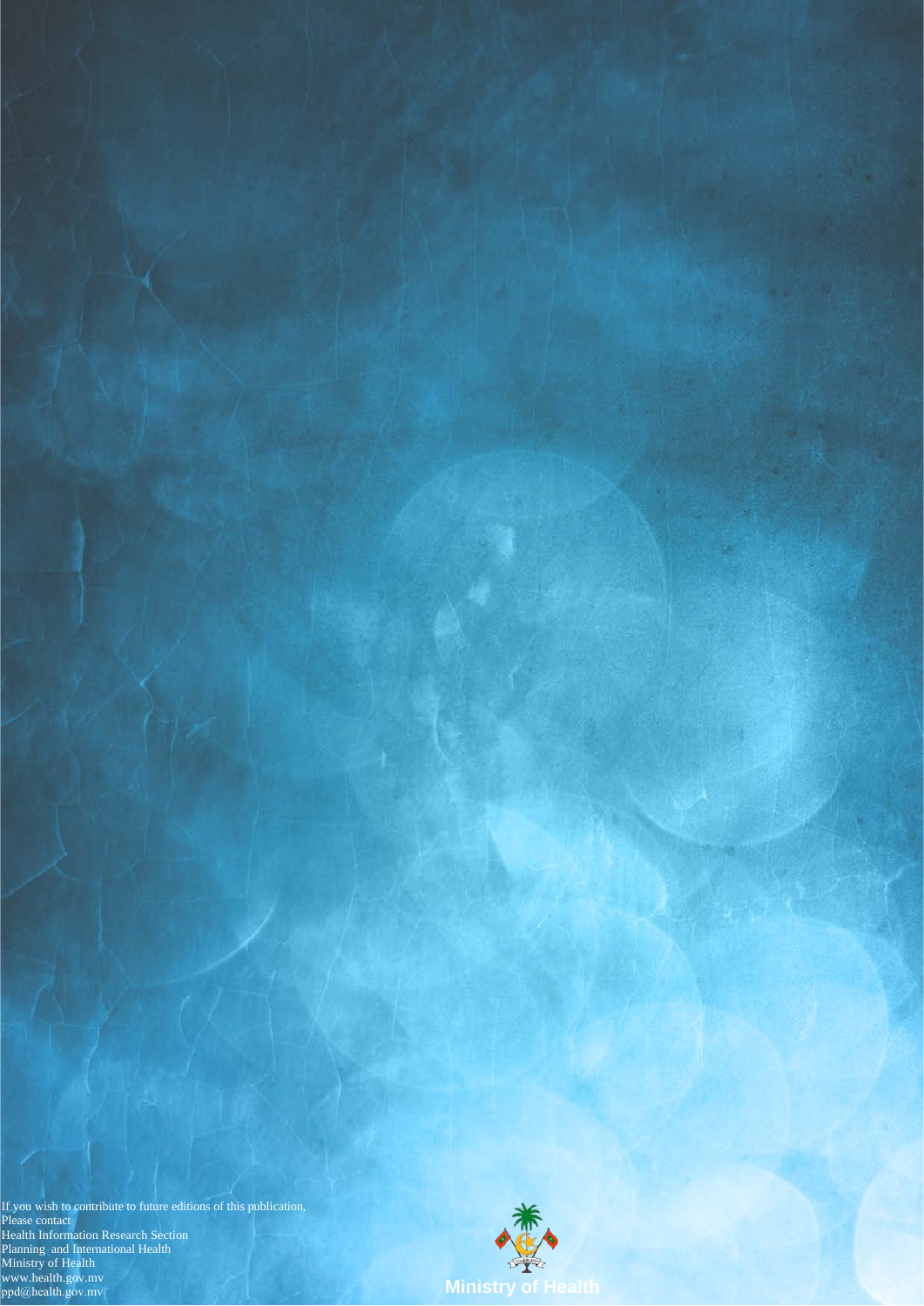If you wish to contribute to future editions of this publication,
Please contact
Health Information Research Section
Planning and International Health
Ministry of Health
www.health.gov.mv
ppd@health.gov.mv

Ministry of Health